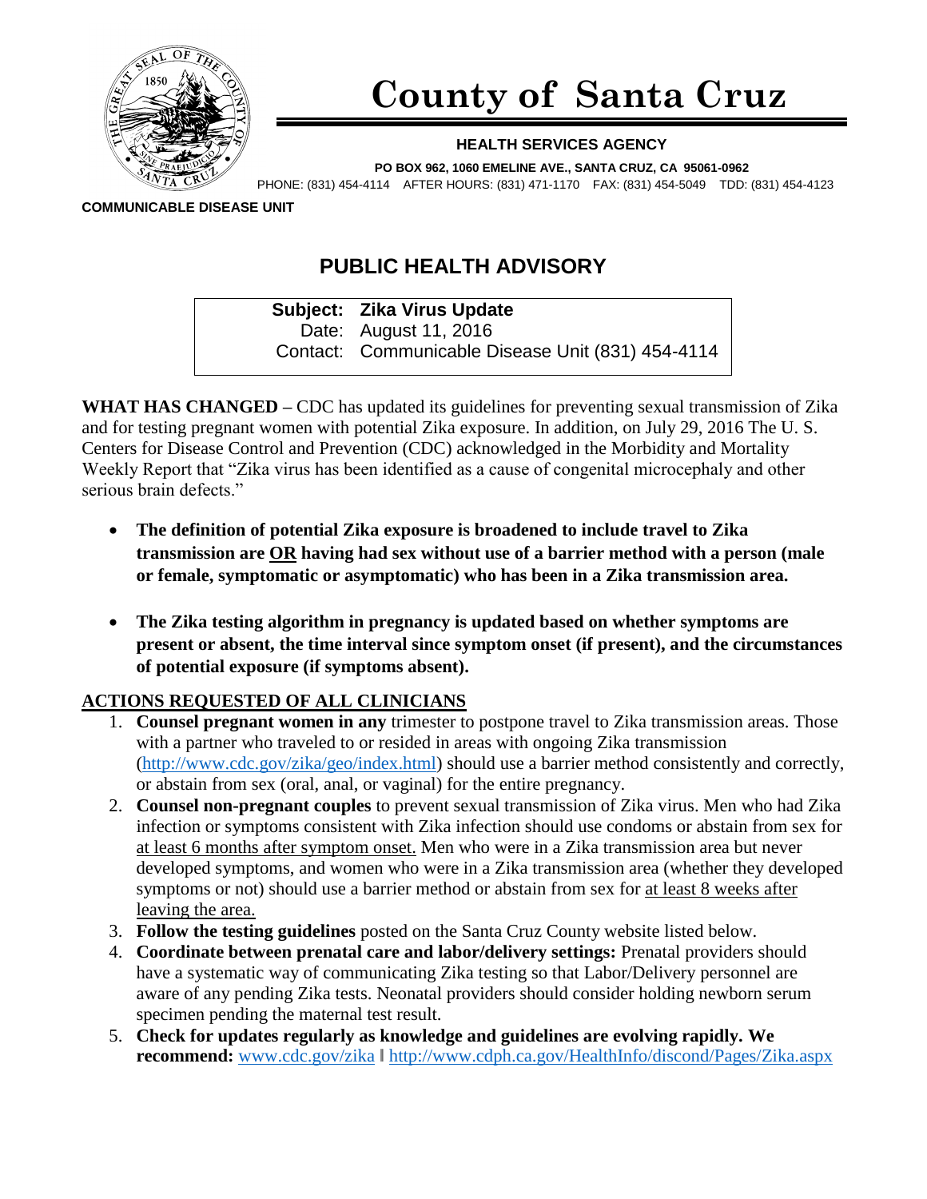# County of Santa Cruz

**HEALTH SERVICES AGENCY**

**PO BOX 962, 1060 EMELINE AVE., SANTA CRUZ, CA 95061-0962**

PHONE: (831) 454-4114 AFTER HOURS: (831) 471-1170 FAX: (831) 454-5049 TDD: (831) 454-4123

**COMMUNICABLE DISEASE UNIT**

## PUBLIC HEALTH ADVISORY

**Subject: Zika Virus Update**
Date: August 11, 2016
Contact: Communicable Disease Unit (831) 454-4114

**WHAT HAS CHANGED –** CDC has updated its guidelines for preventing sexual transmission of Zika and for testing pregnant women with potential Zika exposure. In addition, on July 29, 2016 The U. S. Centers for Disease Control and Prevention (CDC) acknowledged in the Morbidity and Mortality Weekly Report that "Zika virus has been identified as a cause of congenital microcephaly and other serious brain defects."

- **The definition of potential Zika exposure is broadened to include travel to Zika transmission are <u>OR</u> having had sex without use of a barrier method with a person (male or female, symptomatic or asymptomatic) who has been in a Zika transmission area.**
- **The Zika testing algorithm in pregnancy is updated based on whether symptoms are present or absent, the time interval since symptom onset (if present), and the circumstances of potential exposure (if symptoms absent).**

### <u>ACTIONS REQUESTED OF ALL CLINICIANS</u>

1. **Counsel pregnant women in any** trimester to postpone travel to Zika transmission areas. Those with a partner who traveled to or resided in areas with ongoing Zika transmission (http://www.cdc.gov/zika/geo/index.html) should use a barrier method consistently and correctly, or abstain from sex (oral, anal, or vaginal) for the entire pregnancy.
2. **Counsel non-pregnant couples** to prevent sexual transmission of Zika virus. Men who had Zika infection or symptoms consistent with Zika infection should use condoms or abstain from sex for <u>at least 6 months after symptom onset.</u> Men who were in a Zika transmission area but never developed symptoms, and women who were in a Zika transmission area (whether they developed symptoms or not) should use a barrier method or abstain from sex for <u>at least 8 weeks after leaving the area.</u>
3. **Follow the testing guidelines** posted on the Santa Cruz County website listed below.
4. **Coordinate between prenatal care and labor/delivery settings:** Prenatal providers should have a systematic way of communicating Zika testing so that Labor/Delivery personnel are aware of any pending Zika tests. Neonatal providers should consider holding newborn serum specimen pending the maternal test result.
5. **Check for updates regularly as knowledge and guidelines are evolving rapidly. We recommend:** www.cdc.gov/zika | http://www.cdph.ca.gov/HealthInfo/discond/Pages/Zika.aspx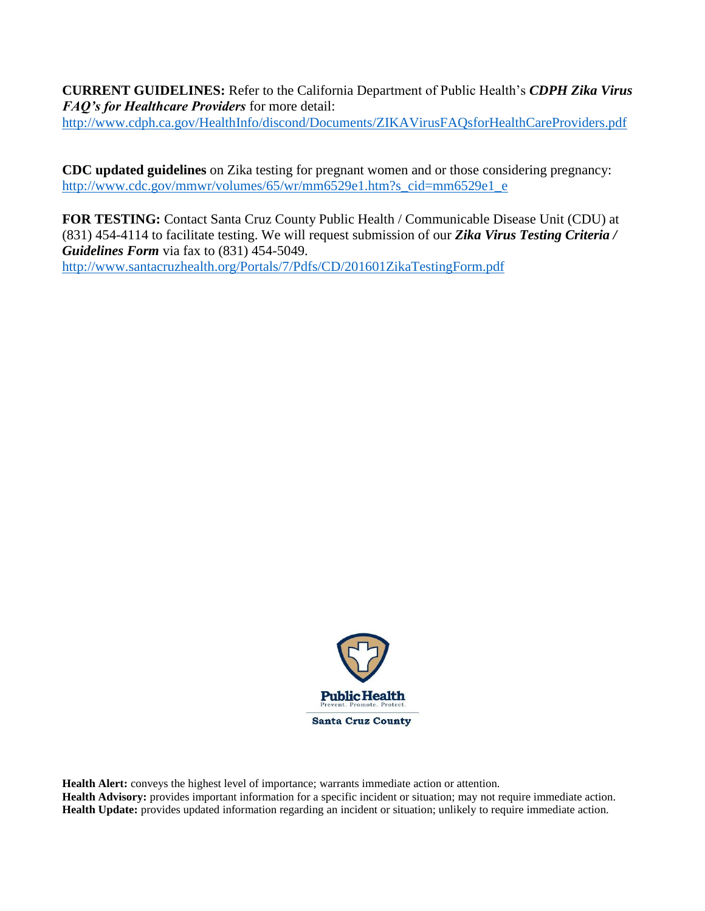**CURRENT GUIDELINES:** Refer to the California Department of Public Health's ***CDPH Zika Virus FAQ's for Healthcare Providers*** for more detail:
http://www.cdph.ca.gov/HealthInfo/discond/Documents/ZIKAVirusFAQsforHealthCareProviders.pdf

**CDC updated guidelines** on Zika testing for pregnant women and or those considering pregnancy:
http://www.cdc.gov/mmwr/volumes/65/wr/mm6529e1.htm?s_cid=mm6529e1_e

**FOR TESTING:** Contact Santa Cruz County Public Health / Communicable Disease Unit (CDU) at (831) 454-4114 to facilitate testing. We will request submission of our ***Zika Virus Testing Criteria / Guidelines Form*** via fax to (831) 454-5049.
http://www.santacruzhealth.org/Portals/7/Pdfs/CD/201601ZikaTestingForm.pdf

Public Health
Prevent. Promote. Protect.
Santa Cruz County

**Health Alert:** conveys the highest level of importance; warrants immediate action or attention.
**Health Advisory:** provides important information for a specific incident or situation; may not require immediate action.
**Health Update:** provides updated information regarding an incident or situation; unlikely to require immediate action.